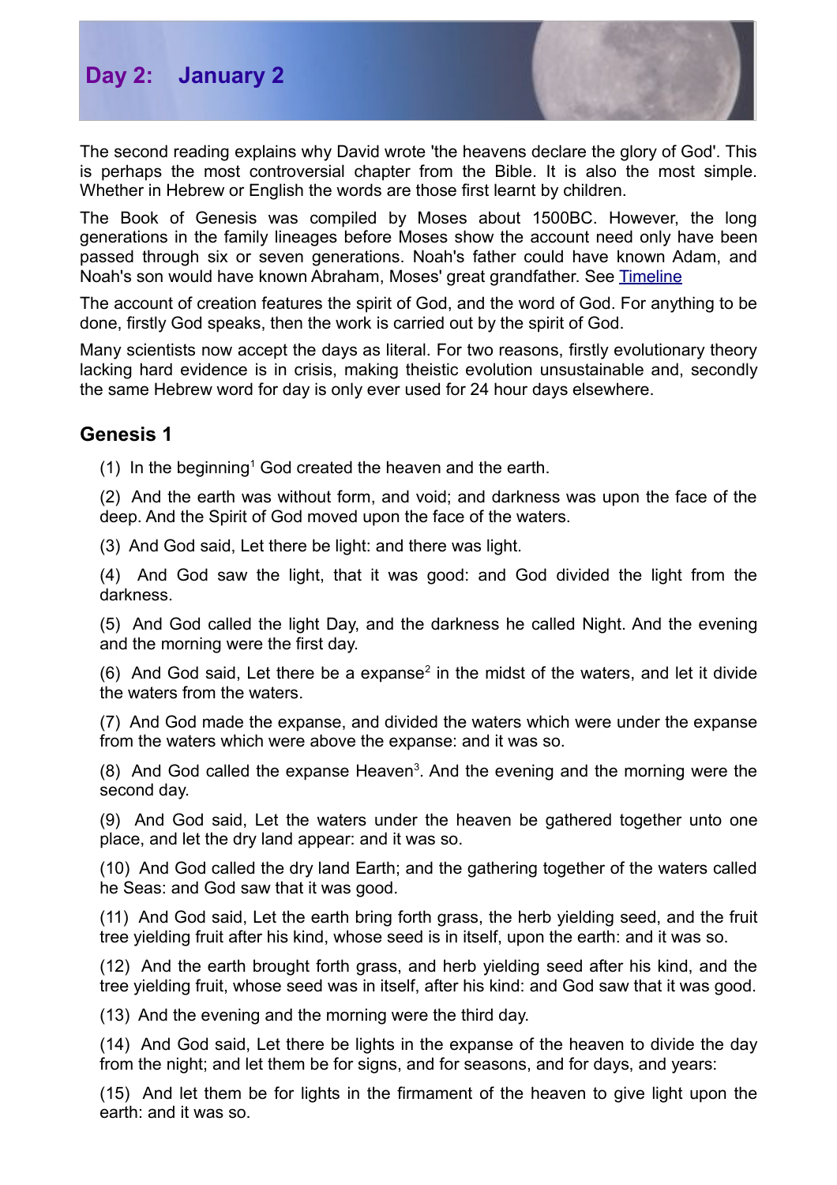# Day 2: January 2

The second reading explains why David wrote 'the heavens declare the glory of God'. This is perhaps the most controversial chapter from the Bible. It is also the most simple. Whether in Hebrew or English the words are those first learnt by children.

The Book of Genesis was compiled by Moses about 1500BC. However, the long generations in the family lineages before Moses show the account need only have been passed through six or seven generations. Noah's father could have known Adam, and Noah's son would have known Abraham, Moses' great grandfather. See Timeline

The account of creation features the spirit of God, and the word of God. For anything to be done, firstly God speaks, then the work is carried out by the spirit of God.

Many scientists now accept the days as literal. For two reasons, firstly evolutionary theory lacking hard evidence is in crisis, making theistic evolution unsustainable and, secondly the same Hebrew word for day is only ever used for 24 hour days elsewhere.

## Genesis 1

(1) In the beginning[1] God created the heaven and the earth.

(2) And the earth was without form, and void; and darkness was upon the face of the deep. And the Spirit of God moved upon the face of the waters.

(3) And God said, Let there be light: and there was light.

(4) And God saw the light, that it was good: and God divided the light from the darkness.

(5) And God called the light Day, and the darkness he called Night. And the evening and the morning were the first day.

(6) And God said, Let there be a expanse[2] in the midst of the waters, and let it divide the waters from the waters.

(7) And God made the expanse, and divided the waters which were under the expanse from the waters which were above the expanse: and it was so.

(8) And God called the expanse Heaven[3]. And the evening and the morning were the second day.

(9) And God said, Let the waters under the heaven be gathered together unto one place, and let the dry land appear: and it was so.

(10) And God called the dry land Earth; and the gathering together of the waters called he Seas: and God saw that it was good.

(11) And God said, Let the earth bring forth grass, the herb yielding seed, and the fruit tree yielding fruit after his kind, whose seed is in itself, upon the earth: and it was so.

(12) And the earth brought forth grass, and herb yielding seed after his kind, and the tree yielding fruit, whose seed was in itself, after his kind: and God saw that it was good.

(13) And the evening and the morning were the third day.

(14) And God said, Let there be lights in the expanse of the heaven to divide the day from the night; and let them be for signs, and for seasons, and for days, and years:

(15) And let them be for lights in the firmament of the heaven to give light upon the earth: and it was so.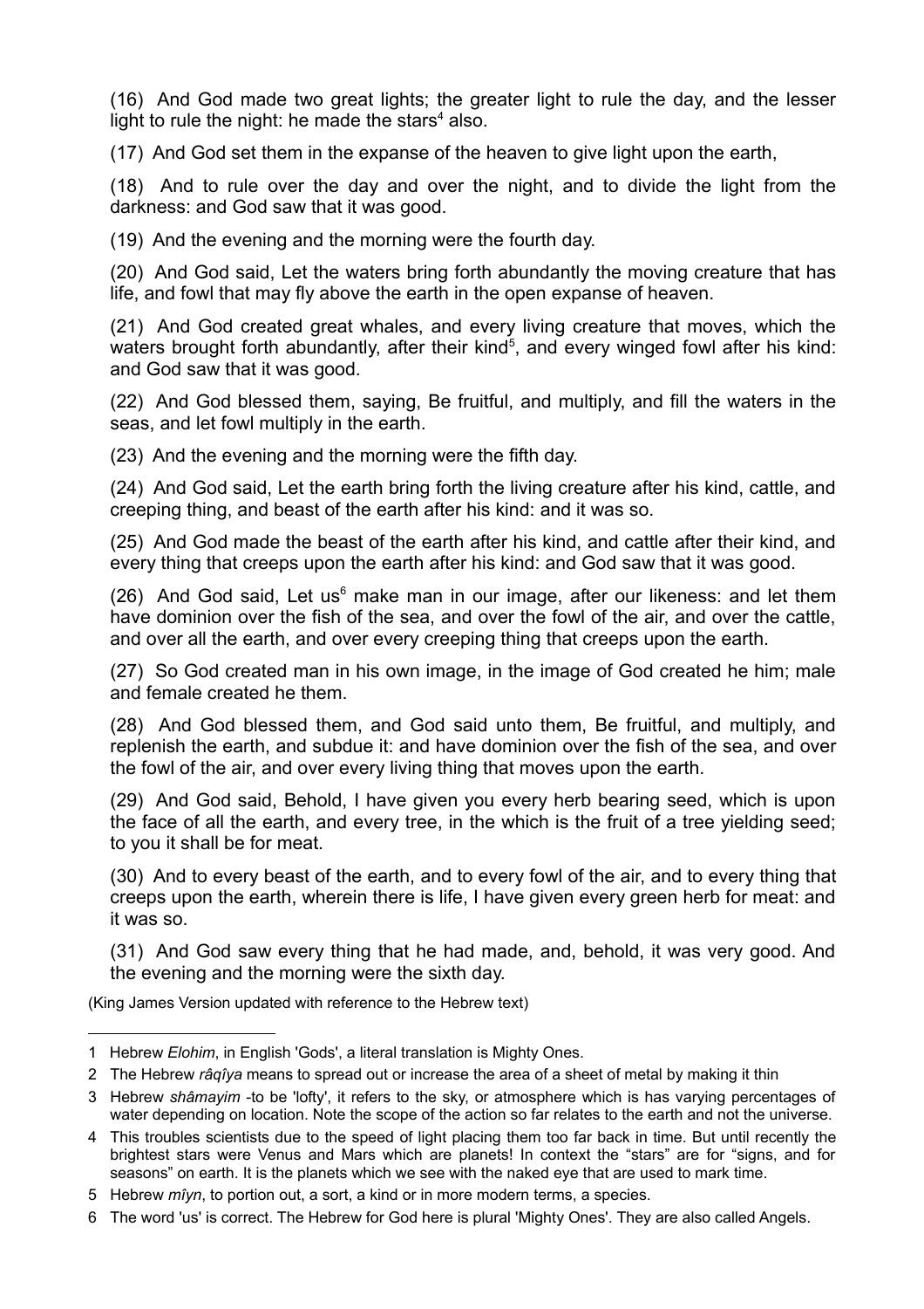(16) And God made two great lights; the greater light to rule the day, and the lesser light to rule the night: he made the stars[4] also.

(17) And God set them in the expanse of the heaven to give light upon the earth,

(18) And to rule over the day and over the night, and to divide the light from the darkness: and God saw that it was good.

(19) And the evening and the morning were the fourth day.

(20) And God said, Let the waters bring forth abundantly the moving creature that has life, and fowl that may fly above the earth in the open expanse of heaven.

(21) And God created great whales, and every living creature that moves, which the waters brought forth abundantly, after their kind[5], and every winged fowl after his kind: and God saw that it was good.

(22) And God blessed them, saying, Be fruitful, and multiply, and fill the waters in the seas, and let fowl multiply in the earth.

(23) And the evening and the morning were the fifth day.

(24) And God said, Let the earth bring forth the living creature after his kind, cattle, and creeping thing, and beast of the earth after his kind: and it was so.

(25) And God made the beast of the earth after his kind, and cattle after their kind, and every thing that creeps upon the earth after his kind: and God saw that it was good.

(26) And God said, Let us[6] make man in our image, after our likeness: and let them have dominion over the fish of the sea, and over the fowl of the air, and over the cattle, and over all the earth, and over every creeping thing that creeps upon the earth.

(27) So God created man in his own image, in the image of God created he him; male and female created he them.

(28) And God blessed them, and God said unto them, Be fruitful, and multiply, and replenish the earth, and subdue it: and have dominion over the fish of the sea, and over the fowl of the air, and over every living thing that moves upon the earth.

(29) And God said, Behold, I have given you every herb bearing seed, which is upon the face of all the earth, and every tree, in the which is the fruit of a tree yielding seed; to you it shall be for meat.

(30) And to every beast of the earth, and to every fowl of the air, and to every thing that creeps upon the earth, wherein there is life, I have given every green herb for meat: and it was so.

(31) And God saw every thing that he had made, and, behold, it was very good. And the evening and the morning were the sixth day.

(King James Version updated with reference to the Hebrew text)

---

1 Hebrew *Elohim*, in English 'Gods', a literal translation is Mighty Ones.

2 The Hebrew *râqîya* means to spread out or increase the area of a sheet of metal by making it thin

3 Hebrew *shâmayim* -to be 'lofty', it refers to the sky, or atmosphere which is has varying percentages of water depending on location. Note the scope of the action so far relates to the earth and not the universe.

4 This troubles scientists due to the speed of light placing them too far back in time. But until recently the brightest stars were Venus and Mars which are planets! In context the "stars" are for "signs, and for seasons" on earth. It is the planets which we see with the naked eye that are used to mark time.

5 Hebrew *mîyn*, to portion out, a sort, a kind or in more modern terms, a species.

6 The word 'us' is correct. The Hebrew for God here is plural 'Mighty Ones'. They are also called Angels.